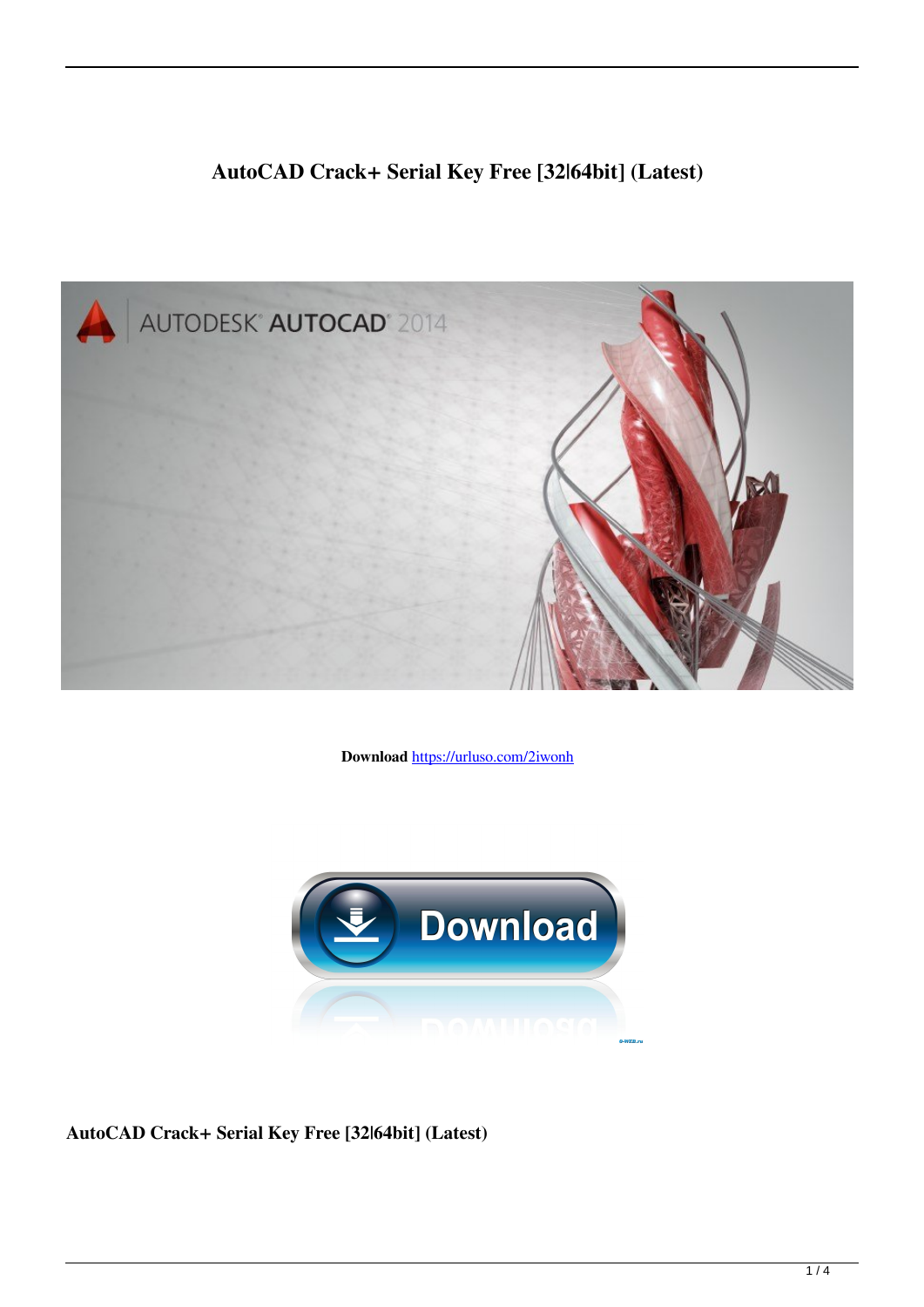# AutoCAD Crack+ Serial Key Free [32|64bit] (Latest)

**Download** https://urluso.com/2iwonh

**AutoCAD Crack+ Serial Key Free [32|64bit] (Latest)**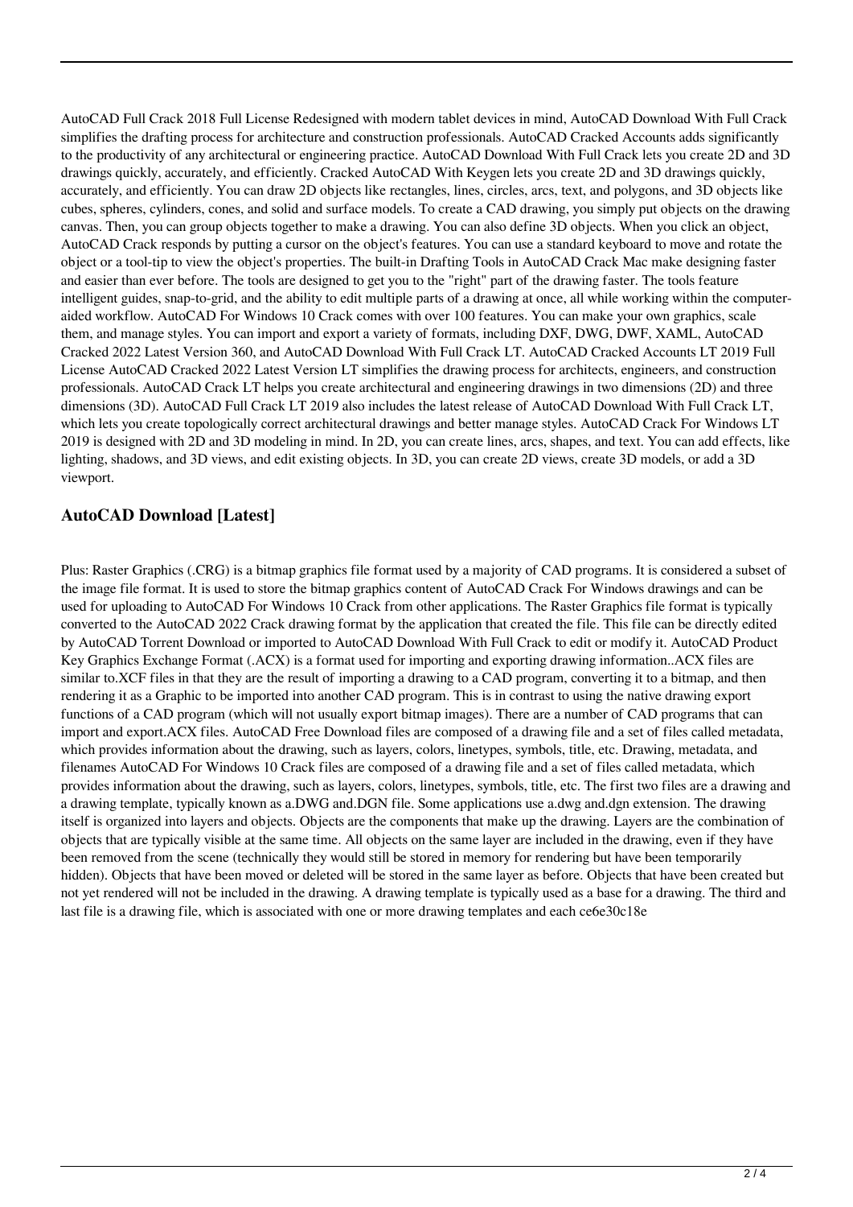AutoCAD Full Crack 2018 Full License Redesigned with modern tablet devices in mind, AutoCAD Download With Full Crack simplifies the drafting process for architecture and construction professionals. AutoCAD Cracked Accounts adds significantly to the productivity of any architectural or engineering practice. AutoCAD Download With Full Crack lets you create 2D and 3D drawings quickly, accurately, and efficiently. Cracked AutoCAD With Keygen lets you create 2D and 3D drawings quickly, accurately, and efficiently. You can draw 2D objects like rectangles, lines, circles, arcs, text, and polygons, and 3D objects like cubes, spheres, cylinders, cones, and solid and surface models. To create a CAD drawing, you simply put objects on the drawing canvas. Then, you can group objects together to make a drawing. You can also define 3D objects. When you click an object, AutoCAD Crack responds by putting a cursor on the object's features. You can use a standard keyboard to move and rotate the object or a tool-tip to view the object's properties. The built-in Drafting Tools in AutoCAD Crack Mac make designing faster and easier than ever before. The tools are designed to get you to the "right" part of the drawing faster. The tools feature intelligent guides, snap-to-grid, and the ability to edit multiple parts of a drawing at once, all while working within the computer-aided workflow. AutoCAD For Windows 10 Crack comes with over 100 features. You can make your own graphics, scale them, and manage styles. You can import and export a variety of formats, including DXF, DWG, DWF, XAML, AutoCAD Cracked 2022 Latest Version 360, and AutoCAD Download With Full Crack LT. AutoCAD Cracked Accounts LT 2019 Full License AutoCAD Cracked 2022 Latest Version LT simplifies the drawing process for architects, engineers, and construction professionals. AutoCAD Crack LT helps you create architectural and engineering drawings in two dimensions (2D) and three dimensions (3D). AutoCAD Full Crack LT 2019 also includes the latest release of AutoCAD Download With Full Crack LT, which lets you create topologically correct architectural drawings and better manage styles. AutoCAD Crack For Windows LT 2019 is designed with 2D and 3D modeling in mind. In 2D, you can create lines, arcs, shapes, and text. You can add effects, like lighting, shadows, and 3D views, and edit existing objects. In 3D, you can create 2D views, create 3D models, or add a 3D viewport.

## AutoCAD Download [Latest]

Plus: Raster Graphics (.CRG) is a bitmap graphics file format used by a majority of CAD programs. It is considered a subset of the image file format. It is used to store the bitmap graphics content of AutoCAD Crack For Windows drawings and can be used for uploading to AutoCAD For Windows 10 Crack from other applications. The Raster Graphics file format is typically converted to the AutoCAD 2022 Crack drawing format by the application that created the file. This file can be directly edited by AutoCAD Torrent Download or imported to AutoCAD Download With Full Crack to edit or modify it. AutoCAD Product Key Graphics Exchange Format (.ACX) is a format used for importing and exporting drawing information..ACX files are similar to.XCF files in that they are the result of importing a drawing to a CAD program, converting it to a bitmap, and then rendering it as a Graphic to be imported into another CAD program. This is in contrast to using the native drawing export functions of a CAD program (which will not usually export bitmap images). There are a number of CAD programs that can import and export.ACX files. AutoCAD Free Download files are composed of a drawing file and a set of files called metadata, which provides information about the drawing, such as layers, colors, linetypes, symbols, title, etc. Drawing, metadata, and filenames AutoCAD For Windows 10 Crack files are composed of a drawing file and a set of files called metadata, which provides information about the drawing, such as layers, colors, linetypes, symbols, title, etc. The first two files are a drawing and a drawing template, typically known as a.DWG and.DGN file. Some applications use a.dwg and.dgn extension. The drawing itself is organized into layers and objects. Objects are the components that make up the drawing. Layers are the combination of objects that are typically visible at the same time. All objects on the same layer are included in the drawing, even if they have been removed from the scene (technically they would still be stored in memory for rendering but have been temporarily hidden). Objects that have been moved or deleted will be stored in the same layer as before. Objects that have been created but not yet rendered will not be included in the drawing. A drawing template is typically used as a base for a drawing. The third and last file is a drawing file, which is associated with one or more drawing templates and each ce6e30c18e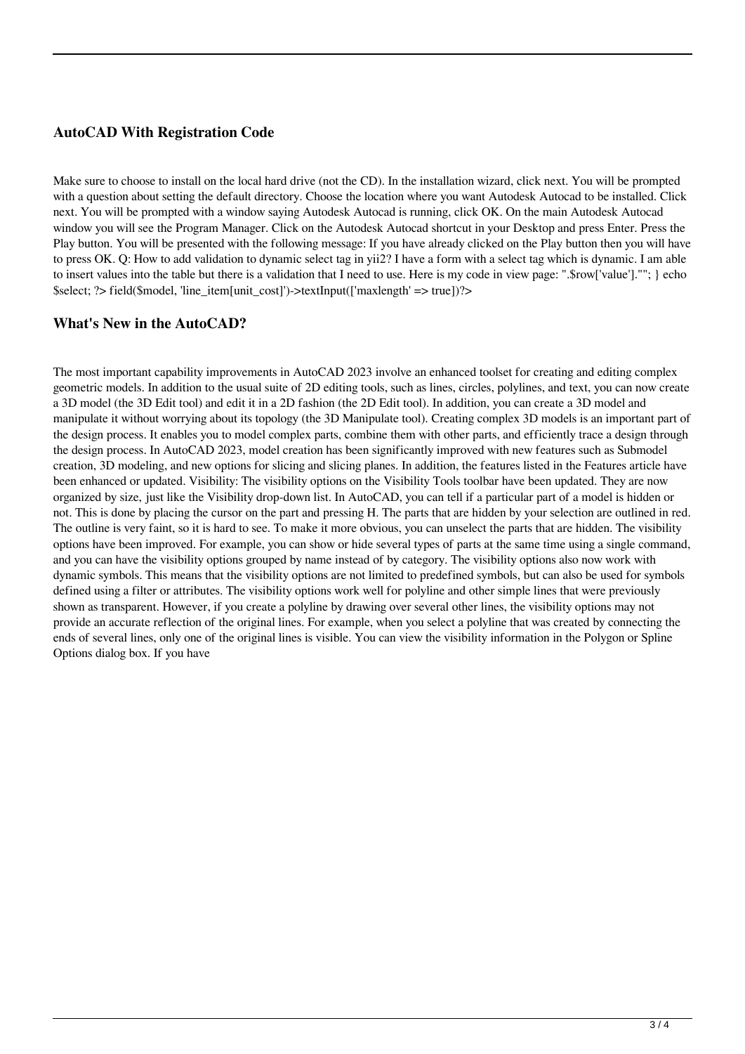## AutoCAD With Registration Code

Make sure to choose to install on the local hard drive (not the CD). In the installation wizard, click next. You will be prompted with a question about setting the default directory. Choose the location where you want Autodesk Autocad to be installed. Click next. You will be prompted with a window saying Autodesk Autocad is running, click OK. On the main Autodesk Autocad window you will see the Program Manager. Click on the Autodesk Autocad shortcut in your Desktop and press Enter. Press the Play button. You will be presented with the following message: If you have already clicked on the Play button then you will have to press OK. Q: How to add validation to dynamic select tag in yii2? I have a form with a select tag which is dynamic. I am able to insert values into the table but there is a validation that I need to use. Here is my code in view page: ".$row['value']).""; } echo $select; ?> field($model, 'line_item[unit_cost]')->textInput(['maxlength' => true])?>

## What's New in the AutoCAD?

The most important capability improvements in AutoCAD 2023 involve an enhanced toolset for creating and editing complex geometric models. In addition to the usual suite of 2D editing tools, such as lines, circles, polylines, and text, you can now create a 3D model (the 3D Edit tool) and edit it in a 2D fashion (the 2D Edit tool). In addition, you can create a 3D model and manipulate it without worrying about its topology (the 3D Manipulate tool). Creating complex 3D models is an important part of the design process. It enables you to model complex parts, combine them with other parts, and efficiently trace a design through the design process. In AutoCAD 2023, model creation has been significantly improved with new features such as Submodel creation, 3D modeling, and new options for slicing and slicing planes. In addition, the features listed in the Features article have been enhanced or updated. Visibility: The visibility options on the Visibility Tools toolbar have been updated. They are now organized by size, just like the Visibility drop-down list. In AutoCAD, you can tell if a particular part of a model is hidden or not. This is done by placing the cursor on the part and pressing H. The parts that are hidden by your selection are outlined in red. The outline is very faint, so it is hard to see. To make it more obvious, you can unselect the parts that are hidden. The visibility options have been improved. For example, you can show or hide several types of parts at the same time using a single command, and you can have the visibility options grouped by name instead of by category. The visibility options also now work with dynamic symbols. This means that the visibility options are not limited to predefined symbols, but can also be used for symbols defined using a filter or attributes. The visibility options work well for polyline and other simple lines that were previously shown as transparent. However, if you create a polyline by drawing over several other lines, the visibility options may not provide an accurate reflection of the original lines. For example, when you select a polyline that was created by connecting the ends of several lines, only one of the original lines is visible. You can view the visibility information in the Polygon or Spline Options dialog box. If you have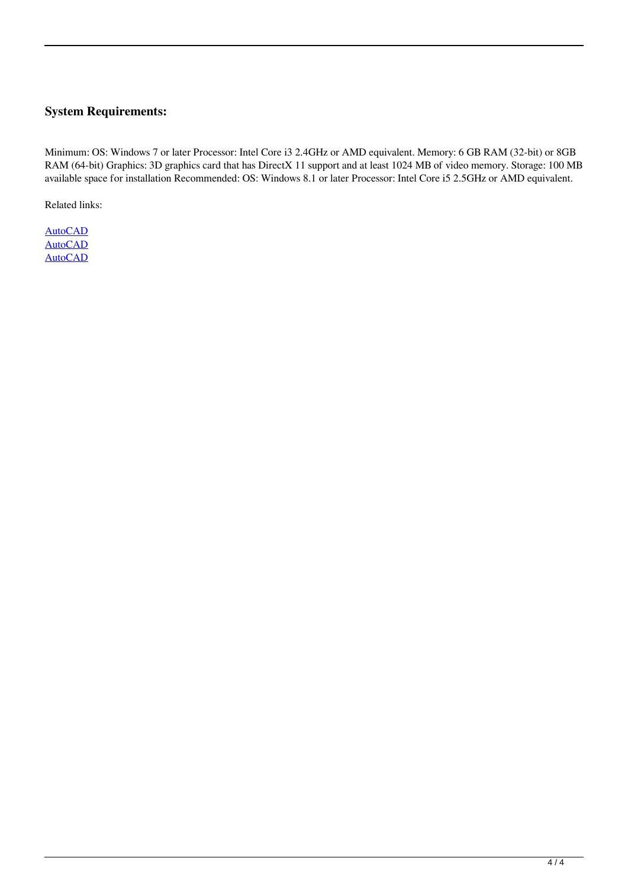### System Requirements:

Minimum: OS: Windows 7 or later Processor: Intel Core i3 2.4GHz or AMD equivalent. Memory: 6 GB RAM (32-bit) or 8GB RAM (64-bit) Graphics: 3D graphics card that has DirectX 11 support and at least 1024 MB of video memory. Storage: 100 MB available space for installation Recommended: OS: Windows 8.1 or later Processor: Intel Core i5 2.5GHz or AMD equivalent.

Related links:

AutoCAD
AutoCAD
AutoCAD